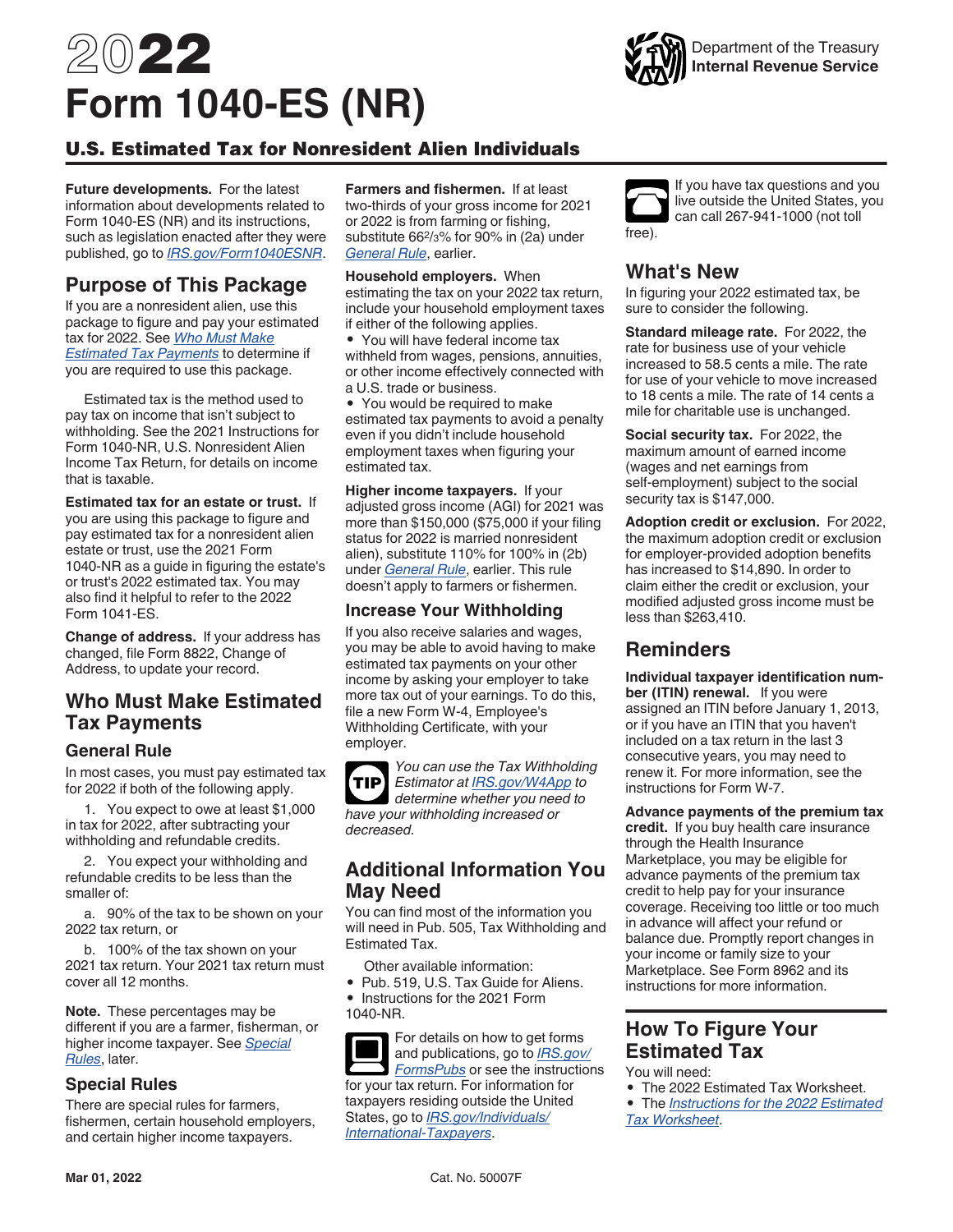# 2022 Form 1040-ES (NR)

Department of the Treasury
Internal Revenue Service

## U.S. Estimated Tax for Nonresident Alien Individuals

**Future developments.** For the latest information about developments related to Form 1040-ES (NR) and its instructions, such as legislation enacted after they were published, go to *IRS.gov/Form1040ESNR*.

## Purpose of This Package

If you are a nonresident alien, use this package to figure and pay your estimated tax for 2022. See *Who Must Make Estimated Tax Payments* to determine if you are required to use this package.

Estimated tax is the method used to pay tax on income that isn't subject to withholding. See the 2021 Instructions for Form 1040-NR, U.S. Nonresident Alien Income Tax Return, for details on income that is taxable.

**Estimated tax for an estate or trust.** If you are using this package to figure and pay estimated tax for a nonresident alien estate or trust, use the 2021 Form 1040-NR as a guide in figuring the estate's or trust's 2022 estimated tax. You may also find it helpful to refer to the 2022 Form 1041-ES.

**Change of address.** If your address has changed, file Form 8822, Change of Address, to update your record.

## Who Must Make Estimated Tax Payments

### General Rule

In most cases, you must pay estimated tax for 2022 if both of the following apply.

1. You expect to owe at least $1,000 in tax for 2022, after subtracting your withholding and refundable credits.

2. You expect your withholding and refundable credits to be less than the smaller of:

a. 90% of the tax to be shown on your 2022 tax return, or

b. 100% of the tax shown on your 2021 tax return. Your 2021 tax return must cover all 12 months.

**Note.** These percentages may be different if you are a farmer, fisherman, or higher income taxpayer. See *Special Rules*, later.

### Special Rules

There are special rules for farmers, fishermen, certain household employers, and certain higher income taxpayers.

**Farmers and fishermen.** If at least two-thirds of your gross income for 2021 or 2022 is from farming or fishing, substitute $66\frac{2}{3}\%$ for 90% in (2a) under *General Rule*, earlier.

**Household employers.** When estimating the tax on your 2022 tax return, include your household employment taxes if either of the following applies.

- You will have federal income tax withheld from wages, pensions, annuities, or other income effectively connected with a U.S. trade or business.
- You would be required to make estimated tax payments to avoid a penalty even if you didn't include household employment taxes when figuring your estimated tax.

**Higher income taxpayers.** If your adjusted gross income (AGI) for 2021 was more than $150,000 ($75,000 if your filing status for 2022 is married filing separately) — more than $150,000 ($75,000 if your filing status for 2022 is married nonresident alien), substitute 110% for 100% in (2b) under *General Rule*, earlier. This rule doesn't apply to farmers or fishermen.

## Increase Your Withholding

If you also receive salaries and wages, you may be able to avoid having to make estimated tax payments on your other income by asking your employer to take more tax out of your earnings. To do this, file a new Form W-4, Employee's Withholding Certificate, with your employer.

**TIP** *You can use the Tax Withholding Estimator at IRS.gov/W4App to determine whether you need to have your withholding increased or decreased.*

## Additional Information You May Need

You can find most of the information you will need in Pub. 505, Tax Withholding and Estimated Tax.

Other available information:

- Pub. 519, U.S. Tax Guide for Aliens.
- Instructions for the 2021 Form 1040-NR.

For details on how to get forms and publications, go to *IRS.gov/FormsPubs* or see the instructions for your tax return. For information for taxpayers residing outside the United States, go to *IRS.gov/Individuals/International-Taxpayers*.

If you have tax questions and you live outside the United States, you can call 267-941-1000 (not toll free).

## What's New

In figuring your 2022 estimated tax, be sure to consider the following.

**Standard mileage rate.** For 2022, the rate for business use of your vehicle increased to 58.5 cents a mile. The rate for use of your vehicle to move increased to 18 cents a mile. The rate of 14 cents a mile for charitable use is unchanged.

**Social security tax.** For 2022, the maximum amount of earned income (wages and net earnings from self-employment) subject to the social security tax is $147,000.

**Adoption credit or exclusion.** For 2022, the maximum adoption credit or exclusion for employer-provided adoption benefits has increased to $14,890. In order to claim either the credit or exclusion, your modified adjusted gross income must be less than $263,410.

## Reminders

**Individual taxpayer identification number (ITIN) renewal.** If you were assigned an ITIN before January 1, 2013, or if you have an ITIN that you haven't included on a tax return in the last 3 consecutive years, you may need to renew it. For more information, see the instructions for Form W-7.

**Advance payments of the premium tax credit.** If you buy health care insurance through the Health Insurance Marketplace, you may be eligible for advance payments of the premium tax credit to help pay for your insurance coverage. Receiving too little or too much in advance will affect your refund or balance due. Promptly report changes in your income or family size to your Marketplace. See Form 8962 and its instructions for more information.

## How To Figure Your Estimated Tax

You will need:

- The 2022 Estimated Tax Worksheet.
- The *Instructions for the 2022 Estimated Tax Worksheet*.

Mar 01, 2022 Cat. No. 50007F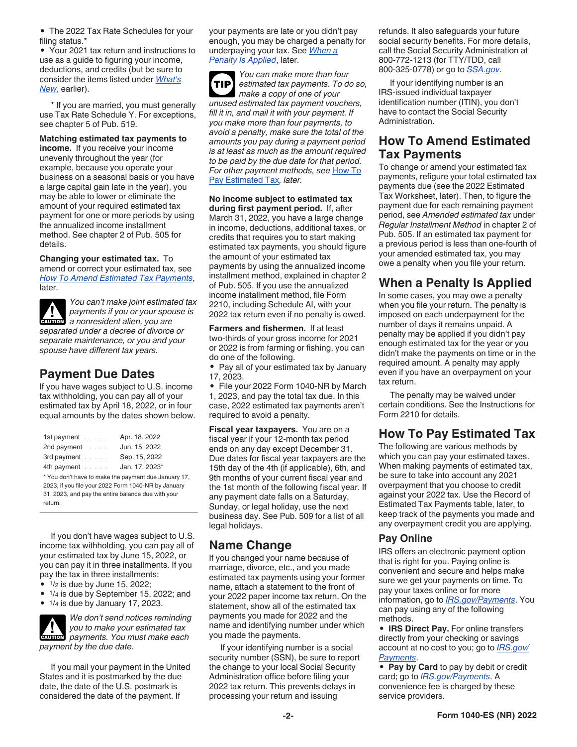- The 2022 Tax Rate Schedules for your filing status.*
- Your 2021 tax return and instructions to use as a guide to figuring your income, deductions, and credits (but be sure to consider the items listed under *What's New*, earlier).

\* If you are married, you must generally use Tax Rate Schedule Y. For exceptions, see chapter 5 of Pub. 519.

**Matching estimated tax payments to income.** If you receive your income unevenly throughout the year (for example, because you operate your business on a seasonal basis or you have a large capital gain late in the year), you may be able to lower or eliminate the amount of your required estimated tax payment for one or more periods by using the annualized income installment method. See chapter 2 of Pub. 505 for details.

**Changing your estimated tax.** To amend or correct your estimated tax, see *How To Amend Estimated Tax Payments*, later.

**CAUTION:** *You can't make joint estimated tax payments if you or your spouse is a nonresident alien, you are separated under a decree of divorce or separate maintenance, or you and your spouse have different tax years.*

## Payment Due Dates

If you have wages subject to U.S. income tax withholding, you can pay all of your estimated tax by April 18, 2022, or in four equal amounts by the dates shown below.

| | |
|---|---|
| 1st payment | Apr. 18, 2022 |
| 2nd payment | Jun. 15, 2022 |
| 3rd payment | Sep. 15, 2022 |
| 4th payment | Jan. 17, 2023* |

\* You don't have to make the payment due January 17, 2023, if you file your 2022 Form 1040-NR by January 31, 2023, and pay the entire balance due with your return.

If you don't have wages subject to U.S. income tax withholding, you can pay all of your estimated tax by June 15, 2022, or you can pay it in three installments. If you pay the tax in three installments:

- $1/2$ is due by June 15, 2022;
- $1/4$ is due by September 15, 2022; and
- $1/4$ is due by January 17, 2023.

**CAUTION:** *We don't send notices reminding you to make your estimated tax payments. You must make each payment by the due date.*

If you mail your payment in the United States and it is postmarked by the due date, the date of the U.S. postmark is considered the date of the payment. If your payments are late or you didn't pay enough, you may be charged a penalty for underpaying your tax. See *When a Penalty Is Applied*, later.

**TIP:** *You can make more than four estimated tax payments. To do so, make a copy of one of your unused estimated tax payment vouchers, fill it in, and mail it with your payment. If you make more than four payments, to avoid a penalty, make sure the total of the amounts you pay during a payment period is at least as much as the amount required to be paid by the due date for that period. For other payment methods, see How To Pay Estimated Tax, later.*

**No income subject to estimated tax during first payment period.** If, after March 31, 2022, you have a large change in income, deductions, additional taxes, or credits that requires you to start making estimated tax payments, you should figure the amount of your estimated tax payments by using the annualized income installment method, explained in chapter 2 of Pub. 505. If you use the annualized income installment method, file Form 2210, including Schedule AI, with your 2022 tax return even if no penalty is owed.

**Farmers and fishermen.** If at least two-thirds of your gross income for 2021 or 2022 is from farming or fishing, you can do one of the following.

- Pay all of your estimated tax by January 17, 2023.
- File your 2022 Form 1040-NR by March 1, 2023, and pay the total tax due. In this case, 2022 estimated tax payments aren't required to avoid a penalty.

**Fiscal year taxpayers.** You are on a fiscal year if your 12-month tax period ends on any day except December 31. Due dates for fiscal year taxpayers are the 15th day of the 4th (if applicable), 6th, and 9th months of your current fiscal year and the 1st month of the following fiscal year. If any payment date falls on a Saturday, Sunday, or legal holiday, use the next business day. See Pub. 509 for a list of all legal holidays.

## Name Change

If you changed your name because of marriage, divorce, etc., and you made estimated tax payments using your former name, attach a statement to the front of your 2022 paper income tax return. On the statement, show all of the estimated tax payments you made for 2022 and the name and identifying number under which you made the payments.

If your identifying number is a social security number (SSN), be sure to report the change to your local Social Security Administration office before filing your 2022 tax return. This prevents delays in processing your return and issuing refunds. It also safeguards your future social security benefits. For more details, call the Social Security Administration at 800-772-1213 (for TTY/TDD, call 800-325-0778) or go to *SSA.gov*.

If your identifying number is an IRS-issued individual taxpayer identification number (ITIN), you don't have to contact the Social Security Administration.

## How To Amend Estimated Tax Payments

To change or amend your estimated tax payments, refigure your total estimated tax payments due (see the 2022 Estimated Tax Worksheet, later). Then, to figure the payment due for each remaining payment period, see *Amended estimated tax* under *Regular Installment Method* in chapter 2 of Pub. 505. If an estimated tax payment for a previous period is less than one-fourth of your amended estimated tax, you may owe a penalty when you file your return.

## When a Penalty Is Applied

In some cases, you may owe a penalty when you file your return. The penalty is imposed on each underpayment for the number of days it remains unpaid. A penalty may be applied if you didn't pay enough estimated tax for the year or you didn't make the payments on time or in the required amount. A penalty may apply even if you have an overpayment on your tax return.

The penalty may be waived under certain conditions. See the Instructions for Form 2210 for details.

## How To Pay Estimated Tax

The following are various methods by which you can pay your estimated taxes. When making payments of estimated tax, be sure to take into account any 2021 overpayment that you choose to credit against your 2022 tax. Use the Record of Estimated Tax Payments table, later, to keep track of the payments you made and any overpayment credit you are applying.

### Pay Online

IRS offers an electronic payment option that is right for you. Paying online is convenient and secure and helps make sure we get your payments on time. To pay your taxes online or for more information, go to *IRS.gov/Payments*. You can pay using any of the following methods.

- **IRS Direct Pay.** For online transfers directly from your checking or savings account at no cost to you; go to *IRS.gov/Payments*.
- **Pay by Card** to pay by debit or credit card; go to *IRS.gov/Payments*. A convenience fee is charged by these service providers.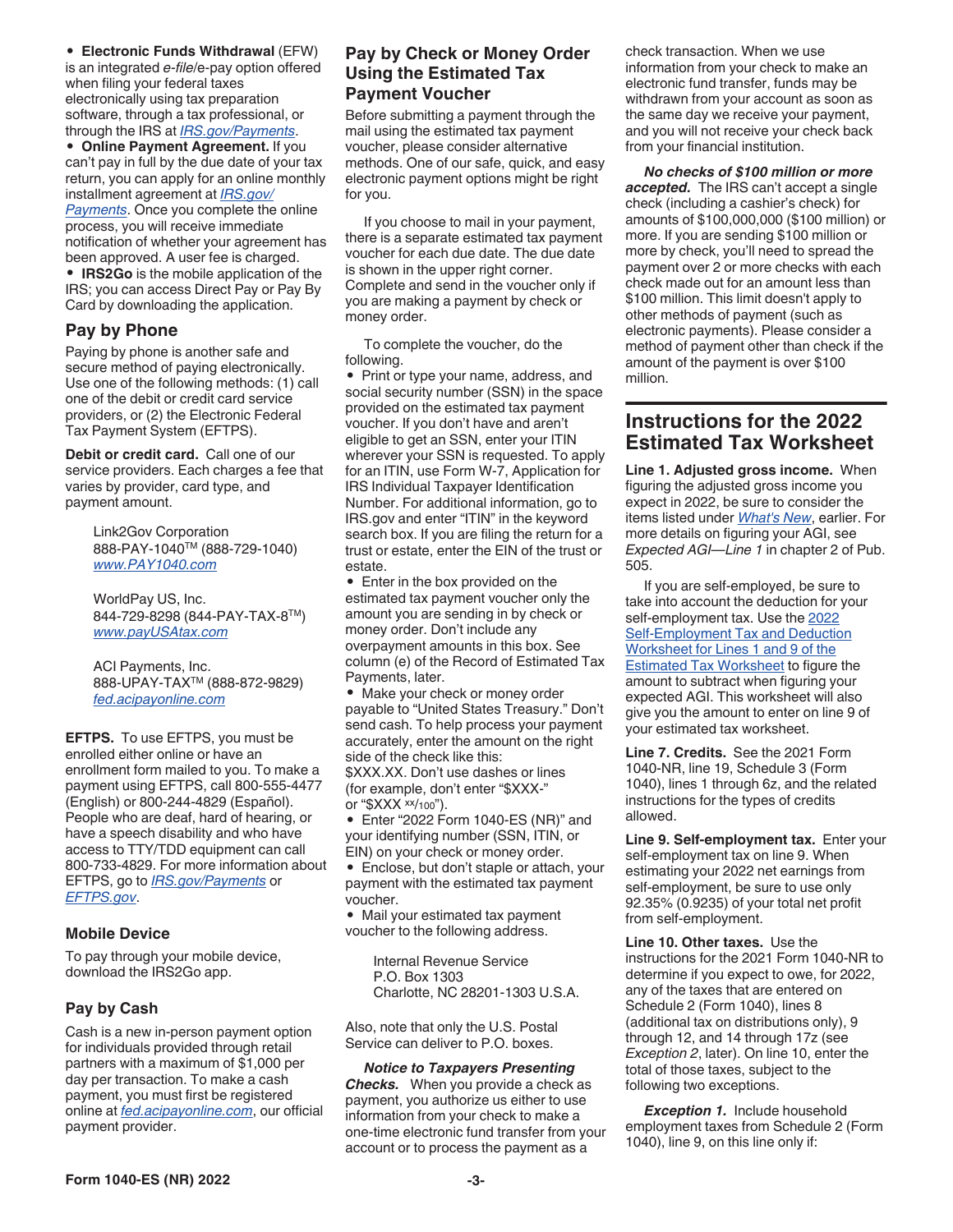• **Electronic Funds Withdrawal** (EFW) is an integrated *e-file*/e-pay option offered when filing your federal taxes electronically using tax preparation software, through a tax professional, or through the IRS at *IRS.gov/Payments*.

• **Online Payment Agreement.** If you can't pay in full by the due date of your tax return, you can apply for an online monthly installment agreement at *IRS.gov/Payments*. Once you complete the online process, you will receive immediate notification of whether your agreement has been approved. A user fee is charged.

• **IRS2Go** is the mobile application of the IRS; you can access Direct Pay or Pay By Card by downloading the application.

## Pay by Phone

Paying by phone is another safe and secure method of paying electronically. Use one of the following methods: (1) call one of the debit or credit card service providers, or (2) the Electronic Federal Tax Payment System (EFTPS).

**Debit or credit card.** Call one of our service providers. Each charges a fee that varies by provider, card type, and payment amount.

Link2Gov Corporation
888-PAY-1040™ (888-729-1040)
*www.PAY1040.com*

WorldPay US, Inc.
844-729-8298 (844-PAY-TAX-8™)
*www.payUSAtax.com*

ACI Payments, Inc.
888-UPAY-TAX™ (888-872-9829)
*fed.acipayonline.com*

**EFTPS.** To use EFTPS, you must be enrolled either online or have an enrollment form mailed to you. To make a payment using EFTPS, call 800-555-4477 (English) or 800-244-4829 (Español). People who are deaf, hard of hearing, or have a speech disability and who have access to TTY/TDD equipment can call 800-733-4829. For more information about EFTPS, go to *IRS.gov/Payments* or *EFTPS.gov*.

### Mobile Device

To pay through your mobile device, download the IRS2Go app.

### Pay by Cash

Cash is a new in-person payment option for individuals provided through retail partners with a maximum of $1,000 per day per transaction. To make a cash payment, you must first be registered online at *fed.acipayonline.com*, our official payment provider.

## Pay by Check or Money Order Using the Estimated Tax Payment Voucher

Before submitting a payment through the mail using the estimated tax payment voucher, please consider alternative methods. One of our safe, quick, and easy electronic payment options might be right for you.

If you choose to mail in your payment, there is a separate estimated tax payment voucher for each due date. The due date is shown in the upper right corner. Complete and send in the voucher only if you are making a payment by check or money order.

To complete the voucher, do the following.

• Print or type your name, address, and social security number (SSN) in the space provided on the estimated tax payment voucher. If you don't have and aren't eligible to get an SSN, enter your ITIN wherever your SSN is requested. To apply for an ITIN, use Form W-7, Application for IRS Individual Taxpayer Identification Number. For additional information, go to IRS.gov and enter "ITIN" in the keyword search box. If you are filing the return for a trust or estate, enter the EIN of the trust or estate.

• Enter in the box provided on the estimated tax payment voucher only the amount you are sending in by check or money order. Don't include any overpayment amounts in this box. See column (e) of the Record of Estimated Tax Payments, later.

• Make your check or money order payable to "United States Treasury." Don't send cash. To help process your payment accurately, enter the amount on the right side of the check like this: $XXX.XX. Don't use dashes or lines (for example, don't enter "$XXX-" or "$XXX xx/100").

• Enter "2022 Form 1040-ES (NR)" and your identifying number (SSN, ITIN, or EIN) on your check or money order.

• Enclose, but don't staple or attach, your payment with the estimated tax payment voucher.

• Mail your estimated tax payment voucher to the following address.

Internal Revenue Service
P.O. Box 1303
Charlotte, NC 28201-1303 U.S.A.

Also, note that only the U.S. Postal Service can deliver to P.O. boxes.

***Notice to Taxpayers Presenting Checks.*** When you provide a check as payment, you authorize us either to use information from your check to make a one-time electronic fund transfer from your account or to process the payment as a check transaction. When we use information from your check to make an electronic fund transfer, funds may be withdrawn from your account as soon as the same day we receive your payment, and you will not receive your check back from your financial institution.

***No checks of $100 million or more accepted.*** The IRS can't accept a single check (including a cashier's check) for amounts of $100,000,000 ($100 million) or more. If you are sending $100 million or more by check, you'll need to spread the payment over 2 or more checks with each check made out for an amount less than $100 million. This limit doesn't apply to other methods of payment (such as electronic payments). Please consider a method of payment other than check if the amount of the payment is over $100 million.

## Instructions for the 2022 Estimated Tax Worksheet

**Line 1. Adjusted gross income.** When figuring the adjusted gross income you expect in 2022, be sure to consider the items listed under *What's New*, earlier. For more details on figuring your AGI, see *Expected AGI—Line 1* in chapter 2 of Pub. 505.

If you are self-employed, be sure to take into account the deduction for your self-employment tax. Use the 2022 Self-Employment Tax and Deduction Worksheet for Lines 1 and 9 of the Estimated Tax Worksheet to figure the amount to subtract when figuring your expected AGI. This worksheet will also give you the amount to enter on line 9 of your estimated tax worksheet.

**Line 7. Credits.** See the 2021 Form 1040-NR, line 19, Schedule 3 (Form 1040), lines 1 through 6z, and the related instructions for the types of credits allowed.

**Line 9. Self-employment tax.** Enter your self-employment tax on line 9. When estimating your 2022 net earnings from self-employment, be sure to use only 92.35% (0.9235) of your total net profit from self-employment.

**Line 10. Other taxes.** Use the instructions for the 2021 Form 1040-NR to determine if you expect to owe, for 2022, any of the taxes that are entered on Schedule 2 (Form 1040), lines 8 (additional tax on distributions only), 9 through 12, and 14 through 17z (see *Exception 2*, later). On line 10, enter the total of those taxes, subject to the following two exceptions.

***Exception 1.*** Include household employment taxes from Schedule 2 (Form 1040), line 9, on this line only if: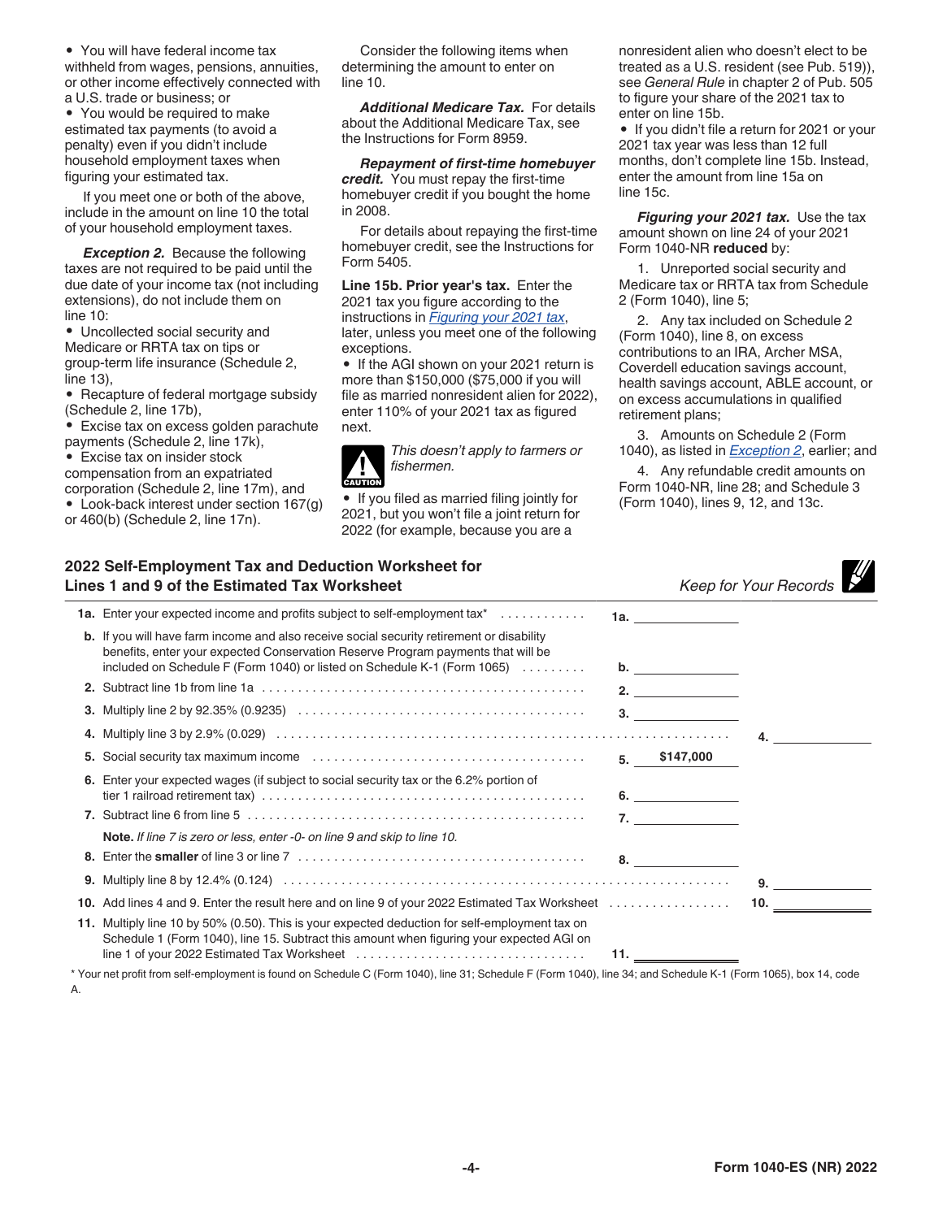- You will have federal income tax withheld from wages, pensions, annuities, or other income effectively connected with a U.S. trade or business; or
- You would be required to make estimated tax payments (to avoid a penalty) even if you didn't include household employment taxes when figuring your estimated tax.

If you meet one or both of the above, include in the amount on line 10 the total of your household employment taxes.

***Exception 2.*** Because the following taxes are not required to be paid until the due date of your income tax (not including extensions), do not include them on line 10:

- Uncollected social security and Medicare or RRTA tax on tips or group-term life insurance (Schedule 2, line 13),
- Recapture of federal mortgage subsidy (Schedule 2, line 17b),
- Excise tax on excess golden parachute payments (Schedule 2, line 17k),
- Excise tax on insider stock compensation from an expatriated corporation (Schedule 2, line 17m), and
- Look-back interest under section 167(g) or 460(b) (Schedule 2, line 17n).

Consider the following items when determining the amount to enter on line 10.

***Additional Medicare Tax.*** For details about the Additional Medicare Tax, see the Instructions for Form 8959.

***Repayment of first-time homebuyer credit.*** You must repay the first-time homebuyer credit if you bought the home in 2008.

For details about repaying the first-time homebuyer credit, see the Instructions for Form 5405.

**Line 15b. Prior year's tax.** Enter the 2021 tax you figure according to the instructions in *Figuring your 2021 tax*, later, unless you meet one of the following exceptions.

- If the AGI shown on your 2021 return is more than $150,000 ($75,000 if you will file as married nonresident alien for 2022), enter 110% of your 2021 tax as figured next.

**CAUTION:** *This doesn't apply to farmers or fishermen.*

- If you filed as married filing jointly for 2021, but you won't file a joint return for 2022 (for example, because you are a nonresident alien who doesn't elect to be treated as a U.S. resident (see Pub. 519)), see *General Rule* in chapter 2 of Pub. 505 to figure your share of the 2021 tax to enter on line 15b.
- If you didn't file a return for 2021 or your 2021 tax year was less than 12 full months, don't complete line 15b. Instead, enter the amount from line 15a on line 15c.

***Figuring your 2021 tax.*** Use the tax amount shown on line 24 of your 2021 Form 1040-NR **reduced** by:

1. Unreported social security and Medicare tax or RRTA tax from Schedule 2 (Form 1040), line 5;
2. Any tax included on Schedule 2 (Form 1040), line 8, on excess contributions to an IRA, Archer MSA, Coverdell education savings account, health savings account, ABLE account, or on excess accumulations in qualified retirement plans;
3. Amounts on Schedule 2 (Form 1040), as listed in *Exception 2*, earlier; and
4. Any refundable credit amounts on Form 1040-NR, line 28; and Schedule 3 (Form 1040), lines 9, 12, and 13c.

## 2022 Self-Employment Tax and Deduction Worksheet for Lines 1 and 9 of the Estimated Tax Worksheet

*Keep for Your Records*

| Line | Description | | |
|---|---|---|---|
| 1a. | Enter your expected income and profits subject to self-employment tax* | 1a. | |
| b. | If you will have farm income and also receive social security retirement or disability benefits, enter your expected Conservation Reserve Program payments that will be included on Schedule F (Form 1040) or listed on Schedule K-1 (Form 1065) | b. | |
| 2. | Subtract line 1b from line 1a | 2. | |
| 3. | Multiply line 2 by 92.35% (0.9235) | 3. | |
| 4. | Multiply line 3 by 2.9% (0.029) | | 4. |
| 5. | Social security tax maximum income | 5. $147,000 | |
| 6. | Enter your expected wages (if subject to social security tax or the 6.2% portion of tier 1 railroad retirement tax) | 6. | |
| 7. | Subtract line 6 from line 5 | 7. | |
| | **Note.** *If line 7 is zero or less, enter -0- on line 9 and skip to line 10.* | | |
| 8. | Enter the **smaller** of line 3 or line 7 | 8. | |
| 9. | Multiply line 8 by 12.4% (0.124) | | 9. |
| 10. | Add lines 4 and 9. Enter the result here and on line 9 of your 2022 Estimated Tax Worksheet | | 10. |
| 11. | Multiply line 10 by 50% (0.50). This is your expected deduction for self-employment tax on Schedule 1 (Form 1040), line 15. Subtract this amount when figuring your expected AGI on line 1 of your 2022 Estimated Tax Worksheet | 11. | |

\* Your net profit from self-employment is found on Schedule C (Form 1040), line 31; Schedule F (Form 1040), line 34; and Schedule K-1 (Form 1065), box 14, code A.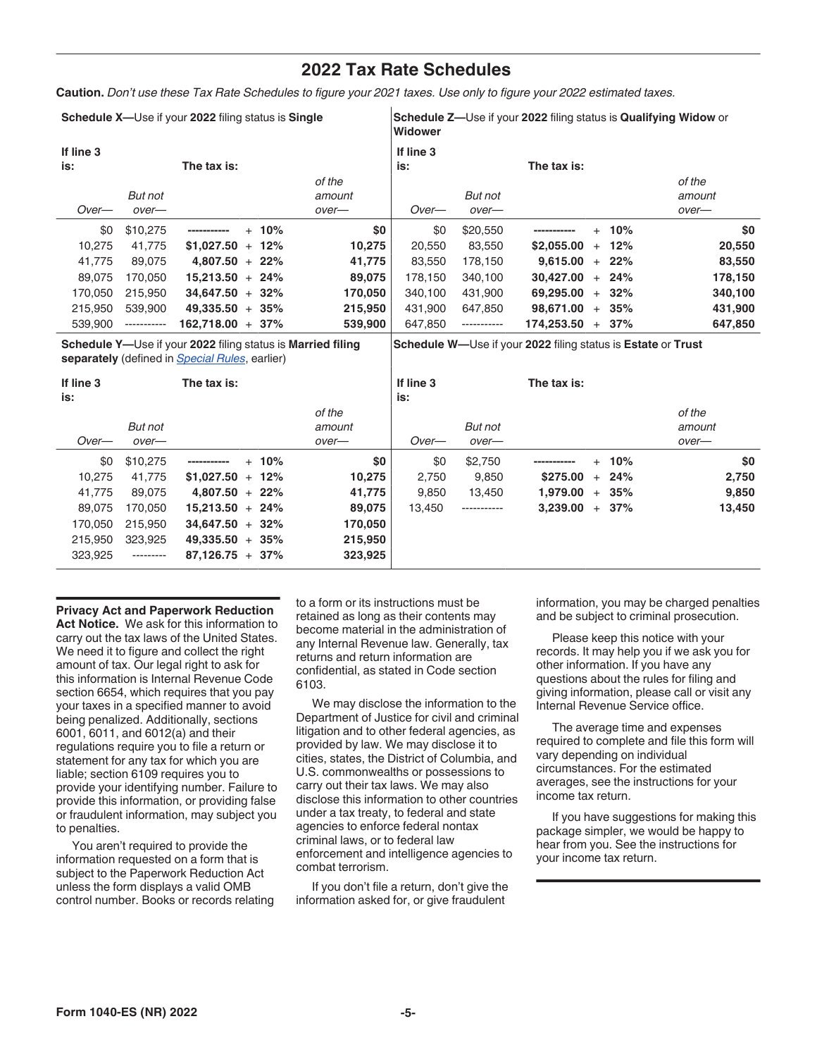## 2022 Tax Rate Schedules

**Caution.** *Don't use these Tax Rate Schedules to figure your 2021 taxes. Use only to figure your 2022 estimated taxes.*

**Schedule X—**Use if your **2022** filing status is **Single**

| If line 3 is: Over— | But not over— | The tax is: | | of the amount over— |
|---|---|---|---|---|
| $0 | $10,275 | ----------- | + 10% | $0 |
| 10,275 | 41,775 | $1,027.50 | + 12% | 10,275 |
| 41,775 | 89,075 | 4,807.50 | + 22% | 41,775 |
| 89,075 | 170,050 | 15,213.50 | + 24% | 89,075 |
| 170,050 | 215,950 | 34,647.50 | + 32% | 170,050 |
| 215,950 | 539,900 | 49,335.50 | + 35% | 215,950 |
| 539,900 | ----------- | 162,718.00 | + 37% | 539,900 |

**Schedule Z—**Use if your **2022** filing status is **Qualifying Widow** or **Widower**

| If line 3 is: Over— | But not over— | The tax is: | | of the amount over— |
|---|---|---|---|---|
| $0 | $20,550 | ----------- | + 10% | $0 |
| 20,550 | 83,550 | $2,055.00 | + 12% | 20,550 |
| 83,550 | 178,150 | 9,615.00 | + 22% | 83,550 |
| 178,150 | 340,100 | 30,427.00 | + 24% | 178,150 |
| 340,100 | 431,900 | 69,295.00 | + 32% | 340,100 |
| 431,900 | 647,850 | 98,671.00 | + 35% | 431,900 |
| 647,850 | ----------- | 174,253.50 | + 37% | 647,850 |

**Schedule Y—**Use if your **2022** filing status is **Married filing separately** (defined in *Special Rules*, earlier)

| If line 3 is: Over— | But not over— | The tax is: | | of the amount over— |
|---|---|---|---|---|
| $0 | $10,275 | ----------- | + 10% | $0 |
| 10,275 | 41,775 | $1,027.50 | + 12% | 10,275 |
| 41,775 | 89,075 | 4,807.50 | + 22% | 41,775 |
| 89,075 | 170,050 | 15,213.50 | + 24% | 89,075 |
| 170,050 | 215,950 | 34,647.50 | + 32% | 170,050 |
| 215,950 | 323,925 | 49,335.50 | + 35% | 215,950 |
| 323,925 | --------- | 87,126.75 | + 37% | 323,925 |

**Schedule W—**Use if your **2022** filing status is **Estate** or **Trust**

| If line 3 is: Over— | But not over— | The tax is: | | of the amount over— |
|---|---|---|---|---|
| $0 | $2,750 | ----------- | + 10% | $0 |
| 2,750 | 9,850 | $275.00 | + 24% | 2,750 |
| 9,850 | 13,450 | 1,979.00 | + 35% | 9,850 |
| 13,450 | ----------- | 3,239.00 | + 37% | 13,450 |

**Privacy Act and Paperwork Reduction Act Notice.** We ask for this information to carry out the tax laws of the United States. We need it to figure and collect the right amount of tax. Our legal right to ask for this information is Internal Revenue Code section 6654, which requires that you pay your taxes in a specified manner to avoid being penalized. Additionally, sections 6001, 6011, and 6012(a) and their regulations require you to file a return or statement for any tax for which you are liable; section 6109 requires you to provide your identifying number. Failure to provide this information, or providing false or fraudulent information, may subject you to penalties.

You aren't required to provide the information requested on a form that is subject to the Paperwork Reduction Act unless the form displays a valid OMB control number. Books or records relating to a form or its instructions must be retained as long as their contents may become material in the administration of any Internal Revenue law. Generally, tax returns and return information are confidential, as stated in Code section 6103.

We may disclose the information to the Department of Justice for civil and criminal litigation and to other federal agencies, as provided by law. We may disclose it to cities, states, the District of Columbia, and U.S. commonwealths or possessions to carry out their tax laws. We may also disclose this information to other countries under a tax treaty, to federal and state agencies to enforce federal nontax criminal laws, or to federal law enforcement and intelligence agencies to combat terrorism.

If you don't file a return, don't give the information asked for, or give fraudulent information, you may be charged penalties and be subject to criminal prosecution.

Please keep this notice with your records. It may help you if we ask you for other information. If you have any questions about the rules for filing and giving information, please call or visit any Internal Revenue Service office.

The average time and expenses required to complete and file this form will vary depending on individual circumstances. For the estimated averages, see the instructions for your income tax return.

If you have suggestions for making this package simpler, we would be happy to hear from you. See the instructions for your income tax return.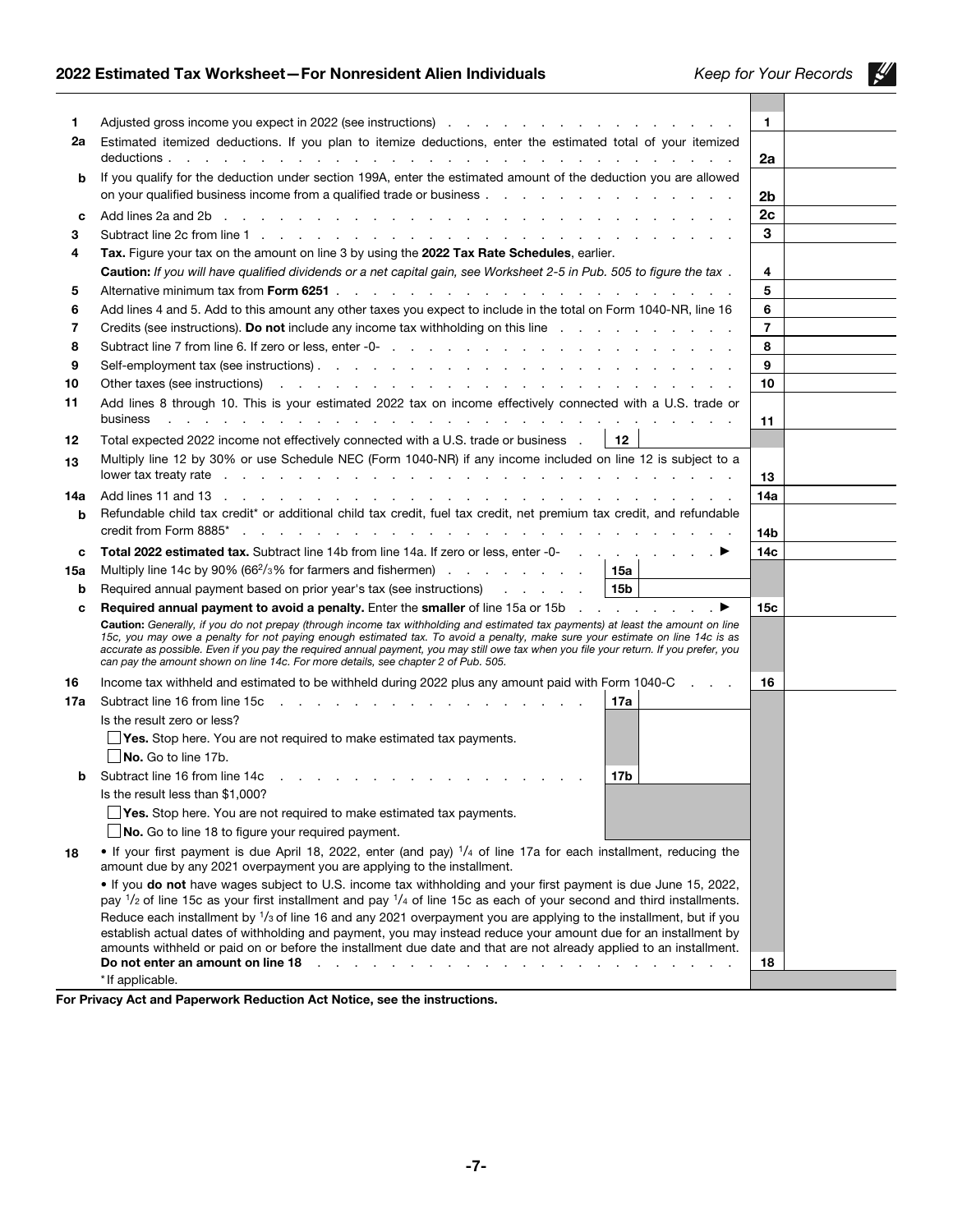## 2022 Estimated Tax Worksheet—For Nonresident Alien Individuals

*Keep for Your Records*

| Line | Description | | | Line | Amount |
|---|---|---|---|---|---|
| 1 | Adjusted gross income you expect in 2022 (see instructions) | | | 1 | |
| 2a | Estimated itemized deductions. If you plan to itemize deductions, enter the estimated total of your itemized deductions | | | 2a | |
| b | If you qualify for the deduction under section 199A, enter the estimated amount of the deduction you are allowed on your qualified business income from a qualified trade or business | | | 2b | |
| c | Add lines 2a and 2b | | | 2c | |
| 3 | Subtract line 2c from line 1 | | | 3 | |
| 4 | **Tax.** Figure your tax on the amount on line 3 by using the **2022 Tax Rate Schedules**, earlier. **Caution:** *If you will have qualified dividends or a net capital gain, see Worksheet 2-5 in Pub. 505 to figure the tax* | | | 4 | |
| 5 | Alternative minimum tax from **Form 6251** | | | 5 | |
| 6 | Add lines 4 and 5. Add to this amount any other taxes you expect to include in the total on Form 1040-NR, line 16 | | | 6 | |
| 7 | Credits (see instructions). **Do not** include any income tax withholding on this line | | | 7 | |
| 8 | Subtract line 7 from line 6. If zero or less, enter -0- | | | 8 | |
| 9 | Self-employment tax (see instructions) | | | 9 | |
| 10 | Other taxes (see instructions) | | | 10 | |
| 11 | Add lines 8 through 10. This is your estimated 2022 tax on income effectively connected with a U.S. trade or business | | | 11 | |
| 12 | Total expected 2022 income not effectively connected with a U.S. trade or business | 12 | | | |
| 13 | Multiply line 12 by 30% or use Schedule NEC (Form 1040-NR) if any income included on line 12 is subject to a lower tax treaty rate | | | 13 | |
| 14a | Add lines 11 and 13 | | | 14a | |
| b | Refundable child tax credit* or additional child tax credit, fuel tax credit, net premium tax credit, and refundable credit from Form 8885* | | | 14b | |
| c | **Total 2022 estimated tax.** Subtract line 14b from line 14a. If zero or less, enter -0- ▶ | | | 14c | |
| 15a | Multiply line 14c by 90% (66⅔% for farmers and fishermen) | 15a | | | |
| b | Required annual payment based on prior year's tax (see instructions) | 15b | | | |
| c | **Required annual payment to avoid a penalty.** Enter the **smaller** of line 15a or 15b ▶ | | | 15c | |
| | **Caution:** *Generally, if you do not prepay (through income tax withholding and estimated tax payments) at least the amount on line 15c, you may owe a penalty for not paying enough estimated tax. To avoid a penalty, make sure your estimate on line 14c is as accurate as possible. Even if you pay the required annual payment, you may still owe tax when you file your return. If you prefer, you can pay the amount shown on line 14c. For more details, see chapter 2 of Pub. 505.* | | | | |
| 16 | Income tax withheld and estimated to be withheld during 2022 plus any amount paid with Form 1040-C | | | 16 | |
| 17a | Subtract line 16 from line 15c | 17a | | | |
| | Is the result zero or less? ☐ **Yes.** Stop here. You are not required to make estimated tax payments. ☐ **No.** Go to line 17b. | | | | |
| b | Subtract line 16 from line 14c | 17b | | | |
| | Is the result less than $1,000? ☐ **Yes.** Stop here. You are not required to make estimated tax payments. ☐ **No.** Go to line 18 to figure your required payment. | | | | |
| 18 | • If your first payment is due April 18, 2022, enter (and pay) ¼ of line 17a for each installment, reducing the amount due by any 2021 overpayment you are applying to the installment. • If you **do not** have wages subject to U.S. income tax withholding and your first payment is due June 15, 2022, pay ½ of line 15c as your first installment and pay ¼ of line 15c as each of your second and third installments. Reduce each installment by ⅓ of line 16 and any 2021 overpayment you are applying to the installment, but if you establish actual dates of withholding and payment, you may instead reduce your amount due for an installment by amounts withheld or paid on or before the installment due date and that are not already applied to an installment. **Do not enter an amount on line 18** | | | 18 | |

*If applicable.

**For Privacy Act and Paperwork Reduction Act Notice, see the instructions.**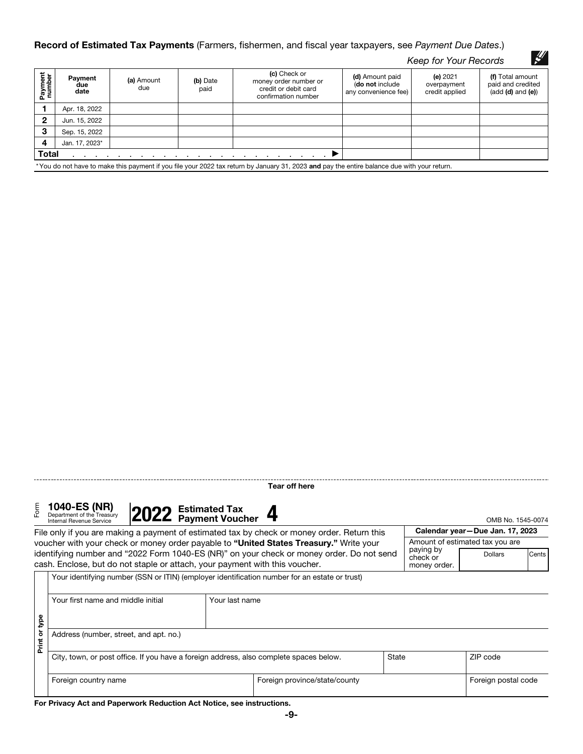**Record of Estimated Tax Payments** (Farmers, fishermen, and fiscal year taxpayers, see *Payment Due Dates*.)

*Keep for Your Records*

| Payment number | Payment due date | (a) Amount due | (b) Date paid | (c) Check or money order number or credit or debit card confirmation number | (d) Amount paid (do not include any convenience fee) | (e) 2021 overpayment credit applied | (f) Total amount paid and credited (add (d) and (e)) |
|---|---|---|---|---|---|---|---|
| 1 | Apr. 18, 2022 | | | | | | |
| 2 | Jun. 15, 2022 | | | | | | |
| 3 | Sep. 15, 2022 | | | | | | |
| 4 | Jan. 17, 2023* | | | | | | |
| **Total** | | | | ▶ | | | |

*You do not have to make this payment if you file your 2022 tax return by January 31, 2023 **and** pay the entire balance due with your return.

Tear off here

---

Form **1040-ES (NR)** Department of the Treasury Internal Revenue Service | **2022 Estimated Tax Payment Voucher 4** | OMB No. 1545-0074

File only if you are making a payment of estimated tax by check or money order. Return this voucher with your check or money order payable to **"United States Treasury."** Write your identifying number and "2022 Form 1040-ES (NR)" on your check or money order. Do not send cash. Enclose, but do not staple or attach, your payment with this voucher.

**Calendar year—Due Jan. 17, 2023**

Amount of estimated tax you are paying by check or money order. | Dollars | Cents

Print or type

| Your identifying number (SSN or ITIN) (employer identification number for an estate or trust) | | |
|---|---|---|
| Your first name and middle initial | Your last name | |
| Address (number, street, and apt. no.) | | |
| City, town, or post office. If you have a foreign address, also complete spaces below. | State | ZIP code |
| Foreign country name | Foreign province/state/county | Foreign postal code |

**For Privacy Act and Paperwork Reduction Act Notice, see instructions.**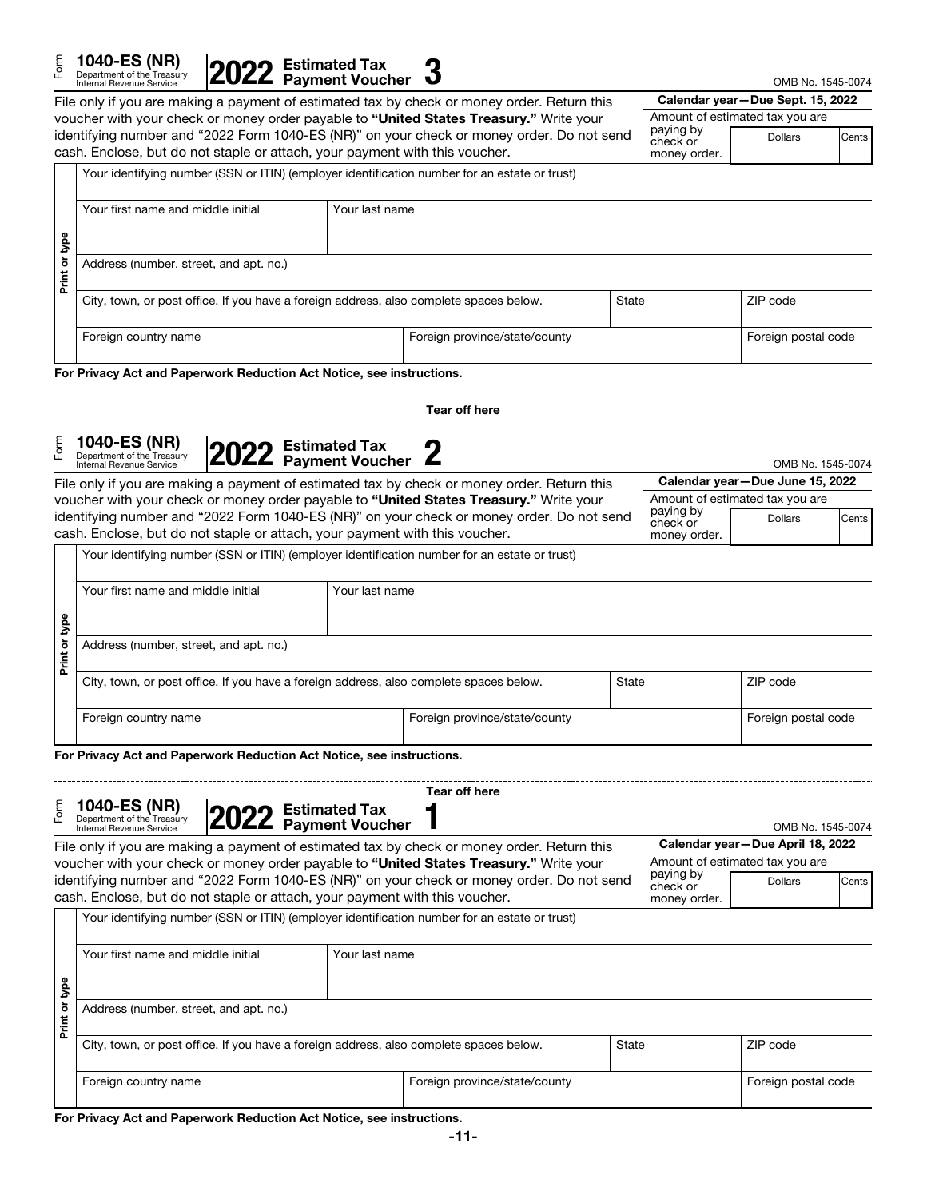Form **1040-ES (NR)**
Department of the Treasury
Internal Revenue Service

# 2022 Estimated Tax Payment Voucher 3

OMB No. 1545-0074

File only if you are making a payment of estimated tax by check or money order. Return this voucher with your check or money order payable to **"United States Treasury."** Write your identifying number and "2022 Form 1040-ES (NR)" on your check or money order. Do not send cash. Enclose, but do not staple or attach, your payment with this voucher.

| | | |
|---|---|---|
| **Calendar year—Due Sept. 15, 2022** | | |
| Amount of estimated tax you are paying by check or money order. | Dollars | Cents |

**Print or type**

| | | | |
|---|---|---|---|
| Your identifying number (SSN or ITIN) (employer identification number for an estate or trust) | | | |
| Your first name and middle initial | Your last name | | |
| Address (number, street, and apt. no.) | | | |
| City, town, or post office. If you have a foreign address, also complete spaces below. | | State | ZIP code |
| Foreign country name | Foreign province/state/county | | Foreign postal code |

**For Privacy Act and Paperwork Reduction Act Notice, see instructions.**

**Tear off here**

Form **1040-ES (NR)**
Department of the Treasury
Internal Revenue Service

# 2022 Estimated Tax Payment Voucher 2

OMB No. 1545-0074

File only if you are making a payment of estimated tax by check or money order. Return this voucher with your check or money order payable to **"United States Treasury."** Write your identifying number and "2022 Form 1040-ES (NR)" on your check or money order. Do not send cash. Enclose, but do not staple or attach, your payment with this voucher.

| | | |
|---|---|---|
| **Calendar year—Due June 15, 2022** | | |
| Amount of estimated tax you are paying by check or money order. | Dollars | Cents |

**Print or type**

| | | | |
|---|---|---|---|
| Your identifying number (SSN or ITIN) (employer identification number for an estate or trust) | | | |
| Your first name and middle initial | Your last name | | |
| Address (number, street, and apt. no.) | | | |
| City, town, or post office. If you have a foreign address, also complete spaces below. | | State | ZIP code |
| Foreign country name | Foreign province/state/county | | Foreign postal code |

**For Privacy Act and Paperwork Reduction Act Notice, see instructions.**

**Tear off here**

Form **1040-ES (NR)**
Department of the Treasury
Internal Revenue Service

# 2022 Estimated Tax Payment Voucher 1

OMB No. 1545-0074

File only if you are making a payment of estimated tax by check or money order. Return this voucher with your check or money order payable to **"United States Treasury."** Write your identifying number and "2022 Form 1040-ES (NR)" on your check or money order. Do not send cash. Enclose, but do not staple or attach, your payment with this voucher.

| | | |
|---|---|---|
| **Calendar year—Due April 18, 2022** | | |
| Amount of estimated tax you are paying by check or money order. | Dollars | Cents |

**Print or type**

| | | | |
|---|---|---|---|
| Your identifying number (SSN or ITIN) (employer identification number for an estate or trust) | | | |
| Your first name and middle initial | Your last name | | |
| Address (number, street, and apt. no.) | | | |
| City, town, or post office. If you have a foreign address, also complete spaces below. | | State | ZIP code |
| Foreign country name | Foreign province/state/county | | Foreign postal code |

**For Privacy Act and Paperwork Reduction Act Notice, see instructions.**